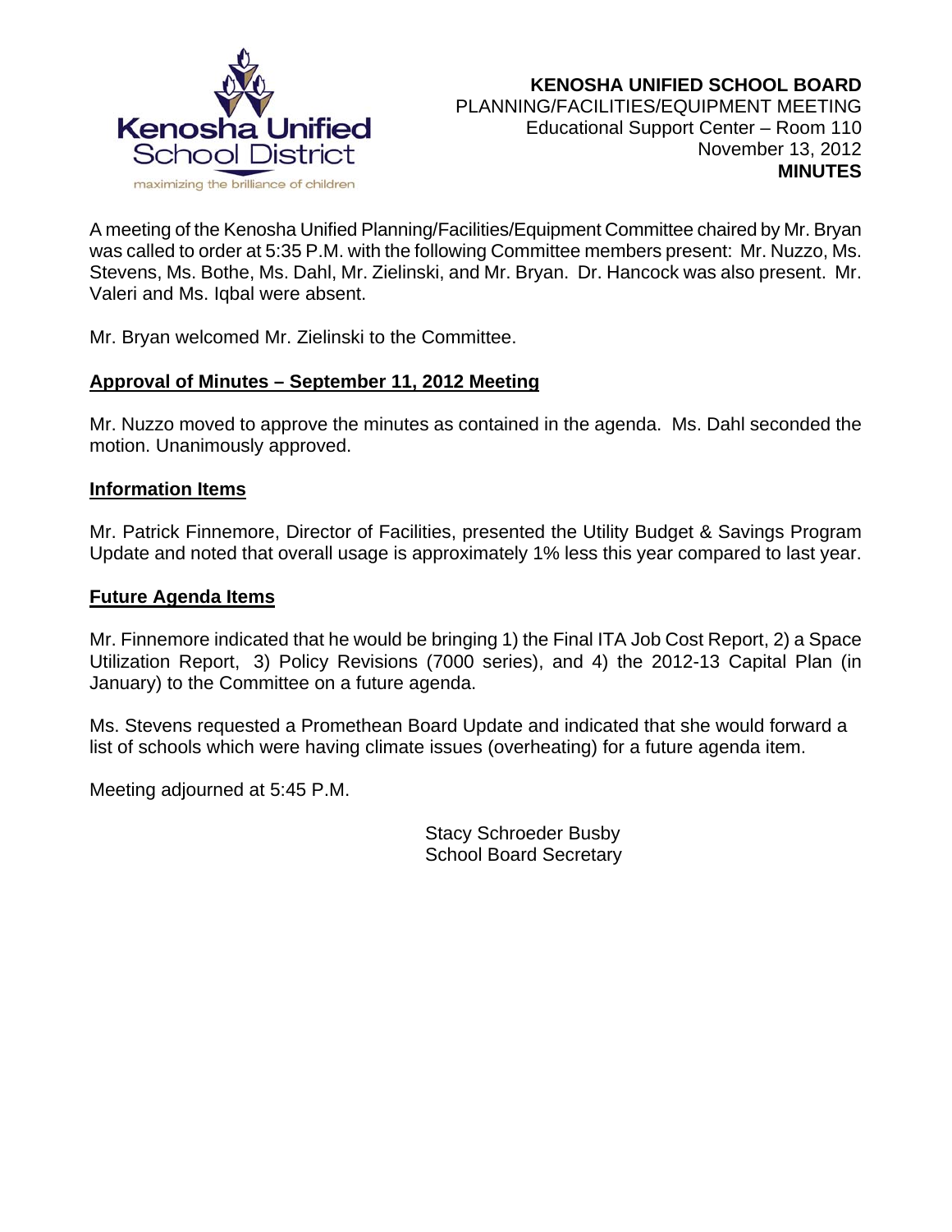Kenosha Unified School District

maximizing the brilliance of children

**KENOSHA UNIFIED SCHOOL BOARD**
PLANNING/FACILITIES/EQUIPMENT MEETING
Educational Support Center – Room 110
November 13, 2012
**MINUTES**

A meeting of the Kenosha Unified Planning/Facilities/Equipment Committee chaired by Mr. Bryan was called to order at 5:35 P.M. with the following Committee members present: Mr. Nuzzo, Ms. Stevens, Ms. Bothe, Ms. Dahl, Mr. Zielinski, and Mr. Bryan. Dr. Hancock was also present. Mr. Valeri and Ms. Iqbal were absent.

Mr. Bryan welcomed Mr. Zielinski to the Committee.

**Approval of Minutes – September 11, 2012 Meeting**

Mr. Nuzzo moved to approve the minutes as contained in the agenda. Ms. Dahl seconded the motion. Unanimously approved.

**Information Items**

Mr. Patrick Finnemore, Director of Facilities, presented the Utility Budget & Savings Program Update and noted that overall usage is approximately 1% less this year compared to last year.

**Future Agenda Items**

Mr. Finnemore indicated that he would be bringing 1) the Final ITA Job Cost Report, 2) a Space Utilization Report, 3) Policy Revisions (7000 series), and 4) the 2012-13 Capital Plan (in January) to the Committee on a future agenda.

Ms. Stevens requested a Promethean Board Update and indicated that she would forward a list of schools which were having climate issues (overheating) for a future agenda item.

Meeting adjourned at 5:45 P.M.

Stacy Schroeder Busby
School Board Secretary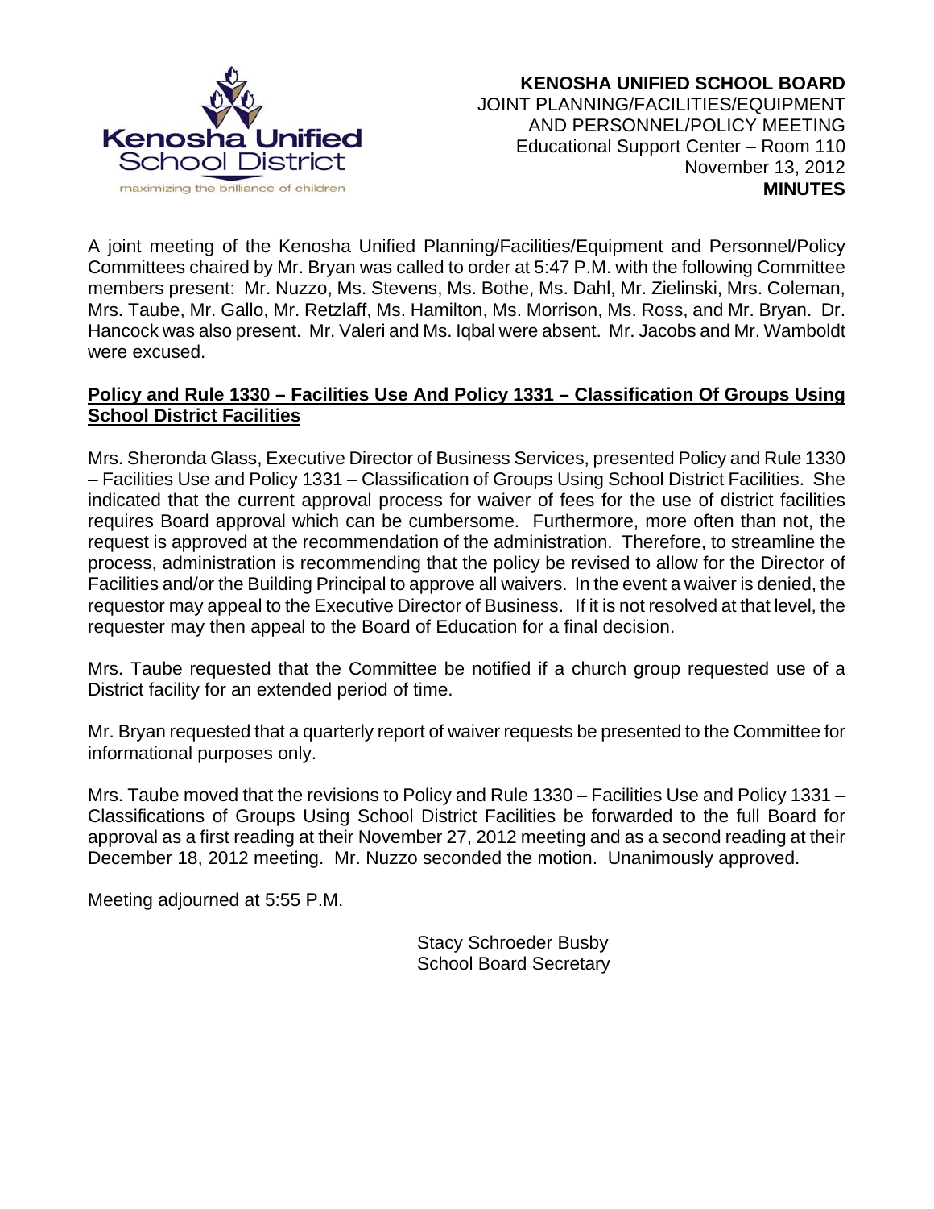**KENOSHA UNIFIED SCHOOL BOARD**
JOINT PLANNING/FACILITIES/EQUIPMENT
AND PERSONNEL/POLICY MEETING
Educational Support Center – Room 110
November 13, 2012
**MINUTES**

A joint meeting of the Kenosha Unified Planning/Facilities/Equipment and Personnel/Policy Committees chaired by Mr. Bryan was called to order at 5:47 P.M. with the following Committee members present: Mr. Nuzzo, Ms. Stevens, Ms. Bothe, Ms. Dahl, Mr. Zielinski, Mrs. Coleman, Mrs. Taube, Mr. Gallo, Mr. Retzlaff, Ms. Hamilton, Ms. Morrison, Ms. Ross, and Mr. Bryan. Dr. Hancock was also present. Mr. Valeri and Ms. Iqbal were absent. Mr. Jacobs and Mr. Wamboldt were excused.

**Policy and Rule 1330 – Facilities Use And Policy 1331 – Classification Of Groups Using School District Facilities**

Mrs. Sheronda Glass, Executive Director of Business Services, presented Policy and Rule 1330 – Facilities Use and Policy 1331 – Classification of Groups Using School District Facilities. She indicated that the current approval process for waiver of fees for the use of district facilities requires Board approval which can be cumbersome. Furthermore, more often than not, the request is approved at the recommendation of the administration. Therefore, to streamline the process, administration is recommending that the policy be revised to allow for the Director of Facilities and/or the Building Principal to approve all waivers. In the event a waiver is denied, the requestor may appeal to the Executive Director of Business. If it is not resolved at that level, the requester may then appeal to the Board of Education for a final decision.

Mrs. Taube requested that the Committee be notified if a church group requested use of a District facility for an extended period of time.

Mr. Bryan requested that a quarterly report of waiver requests be presented to the Committee for informational purposes only.

Mrs. Taube moved that the revisions to Policy and Rule 1330 – Facilities Use and Policy 1331 – Classifications of Groups Using School District Facilities be forwarded to the full Board for approval as a first reading at their November 27, 2012 meeting and as a second reading at their December 18, 2012 meeting. Mr. Nuzzo seconded the motion. Unanimously approved.

Meeting adjourned at 5:55 P.M.

Stacy Schroeder Busby
School Board Secretary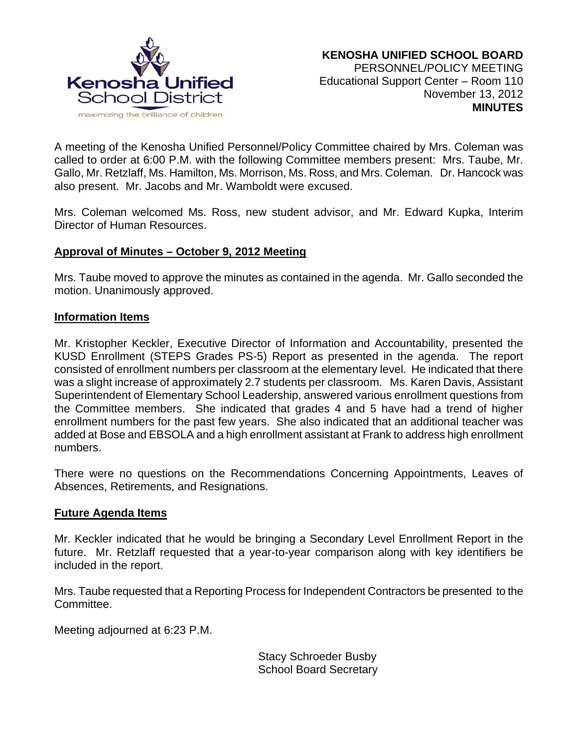**KENOSHA UNIFIED SCHOOL BOARD**
PERSONNEL/POLICY MEETING
Educational Support Center – Room 110
November 13, 2012
**MINUTES**

A meeting of the Kenosha Unified Personnel/Policy Committee chaired by Mrs. Coleman was called to order at 6:00 P.M. with the following Committee members present: Mrs. Taube, Mr. Gallo, Mr. Retzlaff, Ms. Hamilton, Ms. Morrison, Ms. Ross, and Mrs. Coleman. Dr. Hancock was also present. Mr. Jacobs and Mr. Wamboldt were excused.

Mrs. Coleman welcomed Ms. Ross, new student advisor, and Mr. Edward Kupka, Interim Director of Human Resources.

**Approval of Minutes – October 9, 2012 Meeting**

Mrs. Taube moved to approve the minutes as contained in the agenda. Mr. Gallo seconded the motion. Unanimously approved.

**Information Items**

Mr. Kristopher Keckler, Executive Director of Information and Accountability, presented the KUSD Enrollment (STEPS Grades PS-5) Report as presented in the agenda. The report consisted of enrollment numbers per classroom at the elementary level. He indicated that there was a slight increase of approximately 2.7 students per classroom. Ms. Karen Davis, Assistant Superintendent of Elementary School Leadership, answered various enrollment questions from the Committee members. She indicated that grades 4 and 5 have had a trend of higher enrollment numbers for the past few years. She also indicated that an additional teacher was added at Bose and EBSOLA and a high enrollment assistant at Frank to address high enrollment numbers.

There were no questions on the Recommendations Concerning Appointments, Leaves of Absences, Retirements, and Resignations.

**Future Agenda Items**

Mr. Keckler indicated that he would be bringing a Secondary Level Enrollment Report in the future. Mr. Retzlaff requested that a year-to-year comparison along with key identifiers be included in the report.

Mrs. Taube requested that a Reporting Process for Independent Contractors be presented to the Committee.

Meeting adjourned at 6:23 P.M.

Stacy Schroeder Busby
School Board Secretary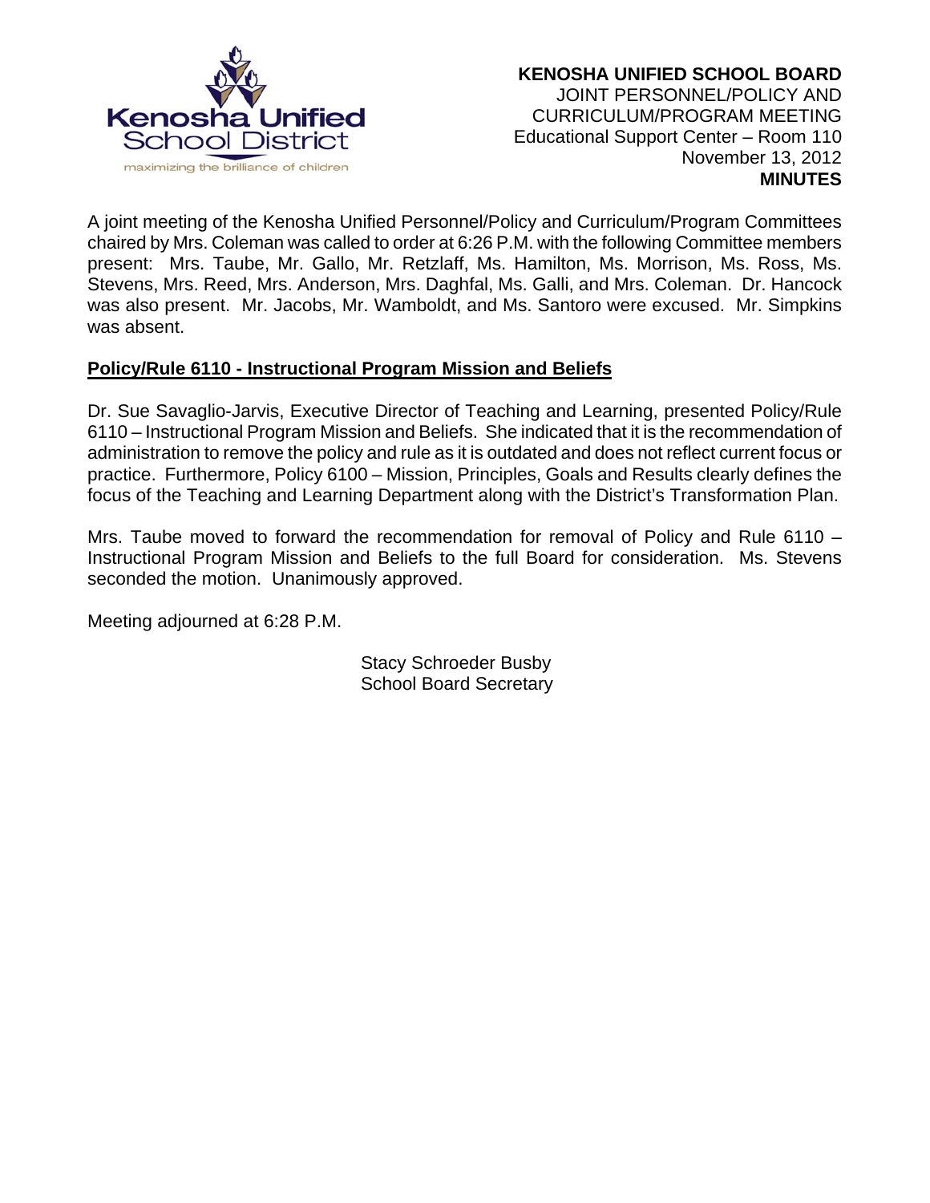**KENOSHA UNIFIED SCHOOL BOARD**
JOINT PERSONNEL/POLICY AND
CURRICULUM/PROGRAM MEETING
Educational Support Center – Room 110
November 13, 2012
**MINUTES**

A joint meeting of the Kenosha Unified Personnel/Policy and Curriculum/Program Committees chaired by Mrs. Coleman was called to order at 6:26 P.M. with the following Committee members present: Mrs. Taube, Mr. Gallo, Mr. Retzlaff, Ms. Hamilton, Ms. Morrison, Ms. Ross, Ms. Stevens, Mrs. Reed, Mrs. Anderson, Mrs. Daghfal, Ms. Galli, and Mrs. Coleman. Dr. Hancock was also present. Mr. Jacobs, Mr. Wamboldt, and Ms. Santoro were excused. Mr. Simpkins was absent.

**Policy/Rule 6110 - Instructional Program Mission and Beliefs**

Dr. Sue Savaglio-Jarvis, Executive Director of Teaching and Learning, presented Policy/Rule 6110 – Instructional Program Mission and Beliefs. She indicated that it is the recommendation of administration to remove the policy and rule as it is outdated and does not reflect current focus or practice. Furthermore, Policy 6100 – Mission, Principles, Goals and Results clearly defines the focus of the Teaching and Learning Department along with the District's Transformation Plan.

Mrs. Taube moved to forward the recommendation for removal of Policy and Rule 6110 – Instructional Program Mission and Beliefs to the full Board for consideration. Ms. Stevens seconded the motion. Unanimously approved.

Meeting adjourned at 6:28 P.M.

Stacy Schroeder Busby
School Board Secretary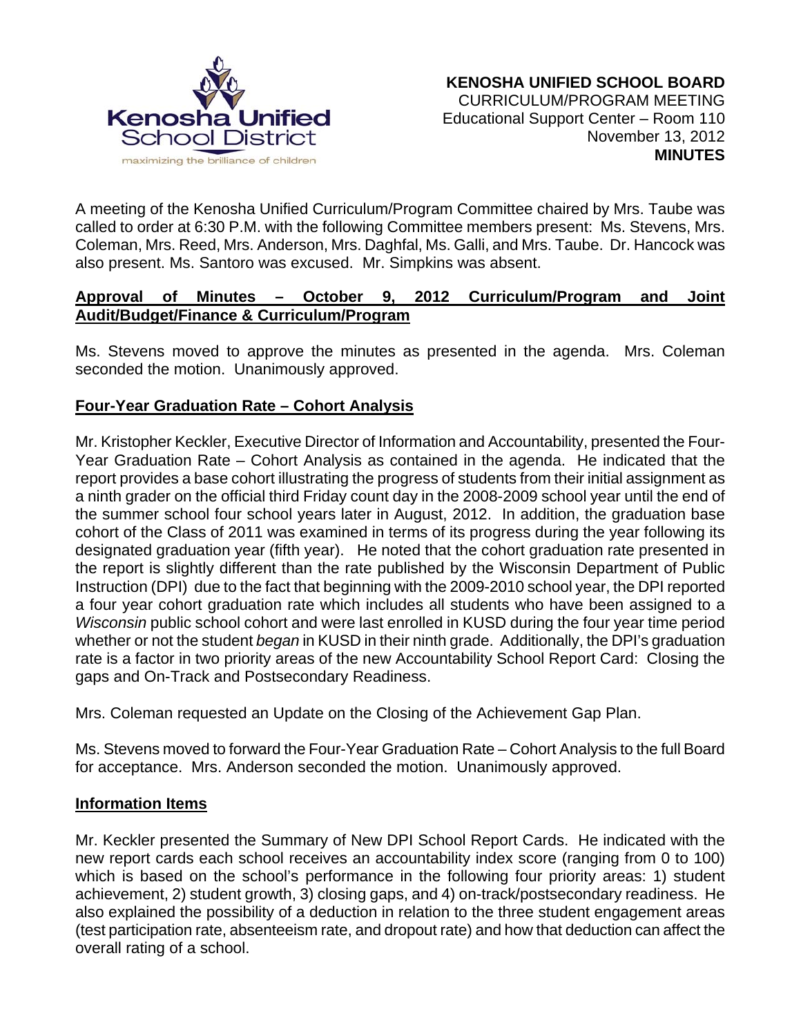Kenosha Unified School District

maximizing the brilliance of children

**KENOSHA UNIFIED SCHOOL BOARD**
CURRICULUM/PROGRAM MEETING
Educational Support Center – Room 110
November 13, 2012
**MINUTES**

A meeting of the Kenosha Unified Curriculum/Program Committee chaired by Mrs. Taube was called to order at 6:30 P.M. with the following Committee members present: Ms. Stevens, Mrs. Coleman, Mrs. Reed, Mrs. Anderson, Mrs. Daghfal, Ms. Galli, and Mrs. Taube. Dr. Hancock was also present. Ms. Santoro was excused. Mr. Simpkins was absent.

**Approval of Minutes – October 9, 2012 Curriculum/Program and Joint Audit/Budget/Finance & Curriculum/Program**

Ms. Stevens moved to approve the minutes as presented in the agenda. Mrs. Coleman seconded the motion. Unanimously approved.

**Four-Year Graduation Rate – Cohort Analysis**

Mr. Kristopher Keckler, Executive Director of Information and Accountability, presented the Four-Year Graduation Rate – Cohort Analysis as contained in the agenda. He indicated that the report provides a base cohort illustrating the progress of students from their initial assignment as a ninth grader on the official third Friday count day in the 2008-2009 school year until the end of the summer school four school years later in August, 2012. In addition, the graduation base cohort of the Class of 2011 was examined in terms of its progress during the year following its designated graduation year (fifth year). He noted that the cohort graduation rate presented in the report is slightly different than the rate published by the Wisconsin Department of Public Instruction (DPI) due to the fact that beginning with the 2009-2010 school year, the DPI reported a four year cohort graduation rate which includes all students who have been assigned to a *Wisconsin* public school cohort and were last enrolled in KUSD during the four year time period whether or not the student *began* in KUSD in their ninth grade. Additionally, the DPI's graduation rate is a factor in two priority areas of the new Accountability School Report Card: Closing the gaps and On-Track and Postsecondary Readiness.

Mrs. Coleman requested an Update on the Closing of the Achievement Gap Plan.

Ms. Stevens moved to forward the Four-Year Graduation Rate – Cohort Analysis to the full Board for acceptance. Mrs. Anderson seconded the motion. Unanimously approved.

**Information Items**

Mr. Keckler presented the Summary of New DPI School Report Cards. He indicated with the new report cards each school receives an accountability index score (ranging from 0 to 100) which is based on the school's performance in the following four priority areas: 1) student achievement, 2) student growth, 3) closing gaps, and 4) on-track/postsecondary readiness. He also explained the possibility of a deduction in relation to the three student engagement areas (test participation rate, absenteeism rate, and dropout rate) and how that deduction can affect the overall rating of a school.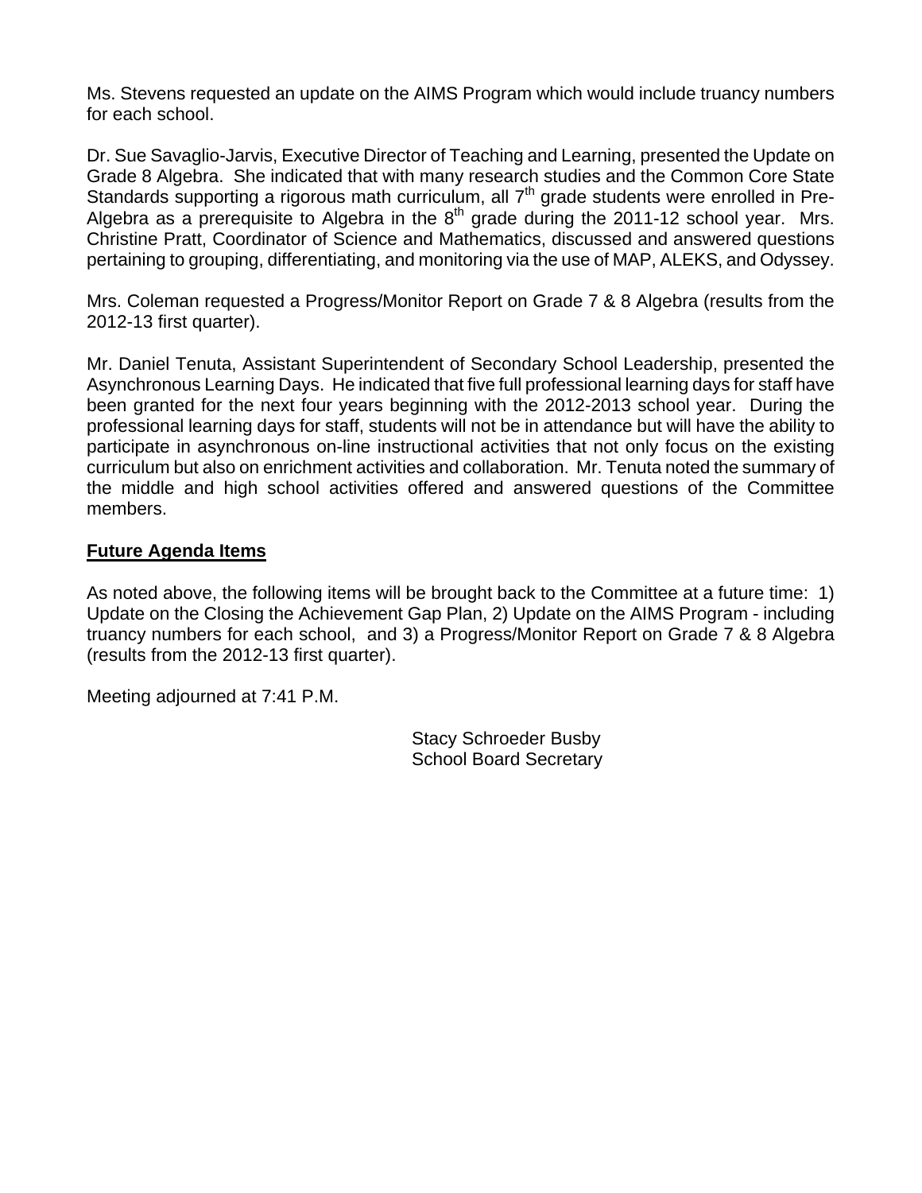Ms. Stevens requested an update on the AIMS Program which would include truancy numbers for each school.

Dr. Sue Savaglio-Jarvis, Executive Director of Teaching and Learning, presented the Update on Grade 8 Algebra. She indicated that with many research studies and the Common Core State Standards supporting a rigorous math curriculum, all 7th grade students were enrolled in Pre-Algebra as a prerequisite to Algebra in the 8th grade during the 2011-12 school year. Mrs. Christine Pratt, Coordinator of Science and Mathematics, discussed and answered questions pertaining to grouping, differentiating, and monitoring via the use of MAP, ALEKS, and Odyssey.

Mrs. Coleman requested a Progress/Monitor Report on Grade 7 & 8 Algebra (results from the 2012-13 first quarter).

Mr. Daniel Tenuta, Assistant Superintendent of Secondary School Leadership, presented the Asynchronous Learning Days. He indicated that five full professional learning days for staff have been granted for the next four years beginning with the 2012-2013 school year. During the professional learning days for staff, students will not be in attendance but will have the ability to participate in asynchronous on-line instructional activities that not only focus on the existing curriculum but also on enrichment activities and collaboration. Mr. Tenuta noted the summary of the middle and high school activities offered and answered questions of the Committee members.

**Future Agenda Items**

As noted above, the following items will be brought back to the Committee at a future time: 1) Update on the Closing the Achievement Gap Plan, 2) Update on the AIMS Program - including truancy numbers for each school, and 3) a Progress/Monitor Report on Grade 7 & 8 Algebra (results from the 2012-13 first quarter).

Meeting adjourned at 7:41 P.M.

Stacy Schroeder Busby
School Board Secretary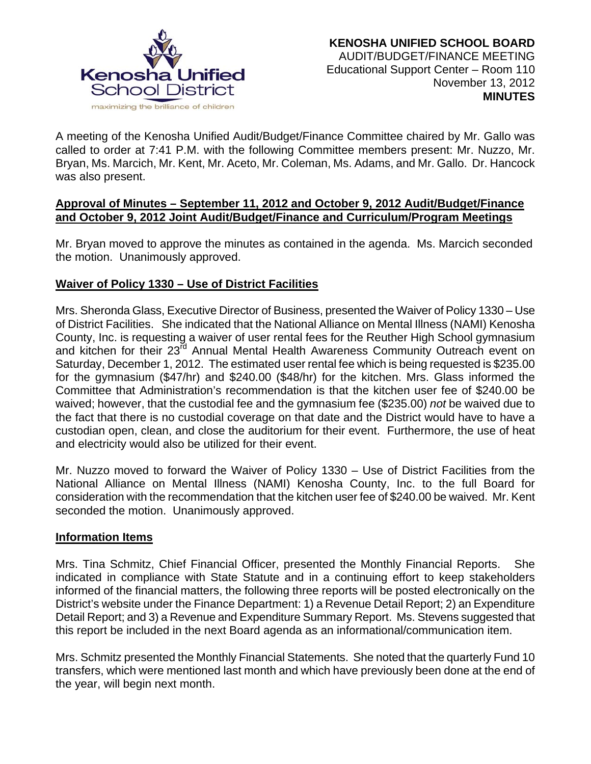**KENOSHA UNIFIED SCHOOL BOARD**
AUDIT/BUDGET/FINANCE MEETING
Educational Support Center – Room 110
November 13, 2012
**MINUTES**

A meeting of the Kenosha Unified Audit/Budget/Finance Committee chaired by Mr. Gallo was called to order at 7:41 P.M. with the following Committee members present: Mr. Nuzzo, Mr. Bryan, Ms. Marcich, Mr. Kent, Mr. Aceto, Mr. Coleman, Ms. Adams, and Mr. Gallo. Dr. Hancock was also present.

**Approval of Minutes – September 11, 2012 and October 9, 2012 Audit/Budget/Finance and October 9, 2012 Joint Audit/Budget/Finance and Curriculum/Program Meetings**

Mr. Bryan moved to approve the minutes as contained in the agenda. Ms. Marcich seconded the motion. Unanimously approved.

**Waiver of Policy 1330 – Use of District Facilities**

Mrs. Sheronda Glass, Executive Director of Business, presented the Waiver of Policy 1330 – Use of District Facilities. She indicated that the National Alliance on Mental Illness (NAMI) Kenosha County, Inc. is requesting a waiver of user rental fees for the Reuther High School gymnasium and kitchen for their 23rd Annual Mental Health Awareness Community Outreach event on Saturday, December 1, 2012. The estimated user rental fee which is being requested is $235.00 for the gymnasium ($47/hr) and $240.00 ($48/hr) for the kitchen. Mrs. Glass informed the Committee that Administration's recommendation is that the kitchen user fee of $240.00 be waived; however, that the custodial fee and the gymnasium fee ($235.00) *not* be waived due to the fact that there is no custodial coverage on that date and the District would have to have a custodian open, clean, and close the auditorium for their event. Furthermore, the use of heat and electricity would also be utilized for their event.

Mr. Nuzzo moved to forward the Waiver of Policy 1330 – Use of District Facilities from the National Alliance on Mental Illness (NAMI) Kenosha County, Inc. to the full Board for consideration with the recommendation that the kitchen user fee of $240.00 be waived. Mr. Kent seconded the motion. Unanimously approved.

**Information Items**

Mrs. Tina Schmitz, Chief Financial Officer, presented the Monthly Financial Reports. She indicated in compliance with State Statute and in a continuing effort to keep stakeholders informed of the financial matters, the following three reports will be posted electronically on the District's website under the Finance Department: 1) a Revenue Detail Report; 2) an Expenditure Detail Report; and 3) a Revenue and Expenditure Summary Report. Ms. Stevens suggested that this report be included in the next Board agenda as an informational/communication item.

Mrs. Schmitz presented the Monthly Financial Statements. She noted that the quarterly Fund 10 transfers, which were mentioned last month and which have previously been done at the end of the year, will begin next month.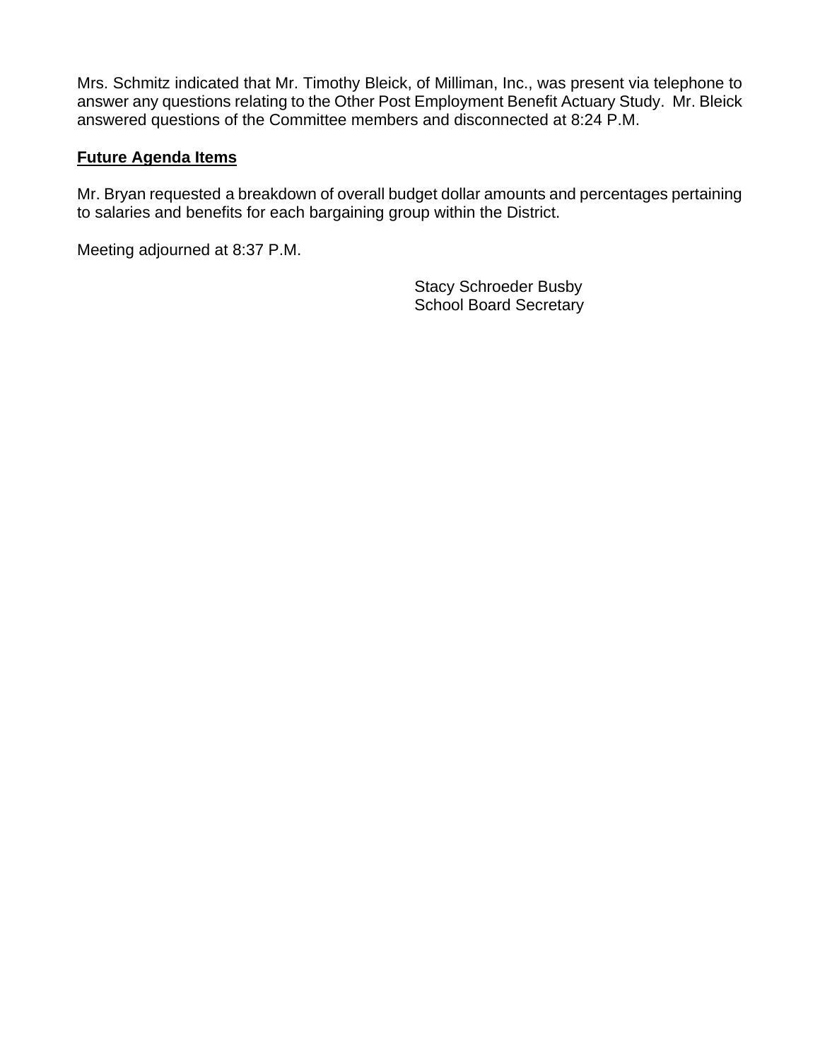Mrs. Schmitz indicated that Mr. Timothy Bleick, of Milliman, Inc., was present via telephone to answer any questions relating to the Other Post Employment Benefit Actuary Study. Mr. Bleick answered questions of the Committee members and disconnected at 8:24 P.M.

**Future Agenda Items**

Mr. Bryan requested a breakdown of overall budget dollar amounts and percentages pertaining to salaries and benefits for each bargaining group within the District.

Meeting adjourned at 8:37 P.M.

Stacy Schroeder Busby
School Board Secretary